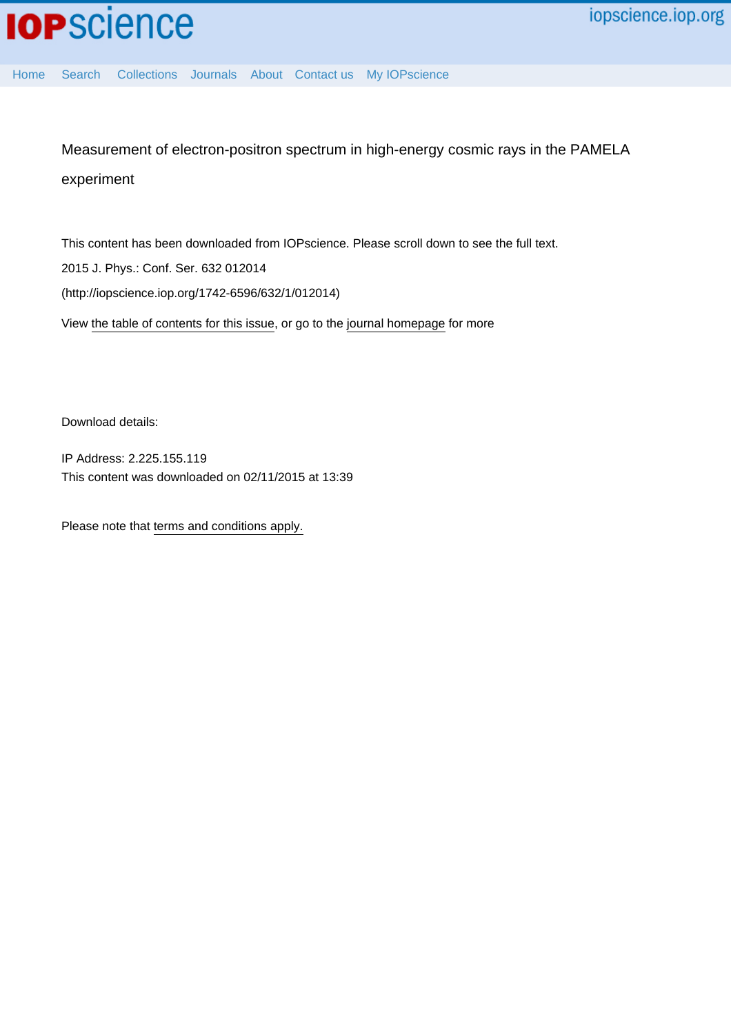# Measurement of electron-positron spectrum in high-energy cosmic rays in the PAMELA experiment

This content has been downloaded from IOPscience. Please scroll down to see the full text.

2015 J. Phys.: Conf. Ser. 632 012014

(http://iopscience.iop.org/1742-6596/632/1/012014)

View the table of contents for this issue, or go to the journal homepage for more

Download details:

IP Address: 2.225.155.119

This content was downloaded on 02/11/2015 at 13:39

Please note that terms and conditions apply.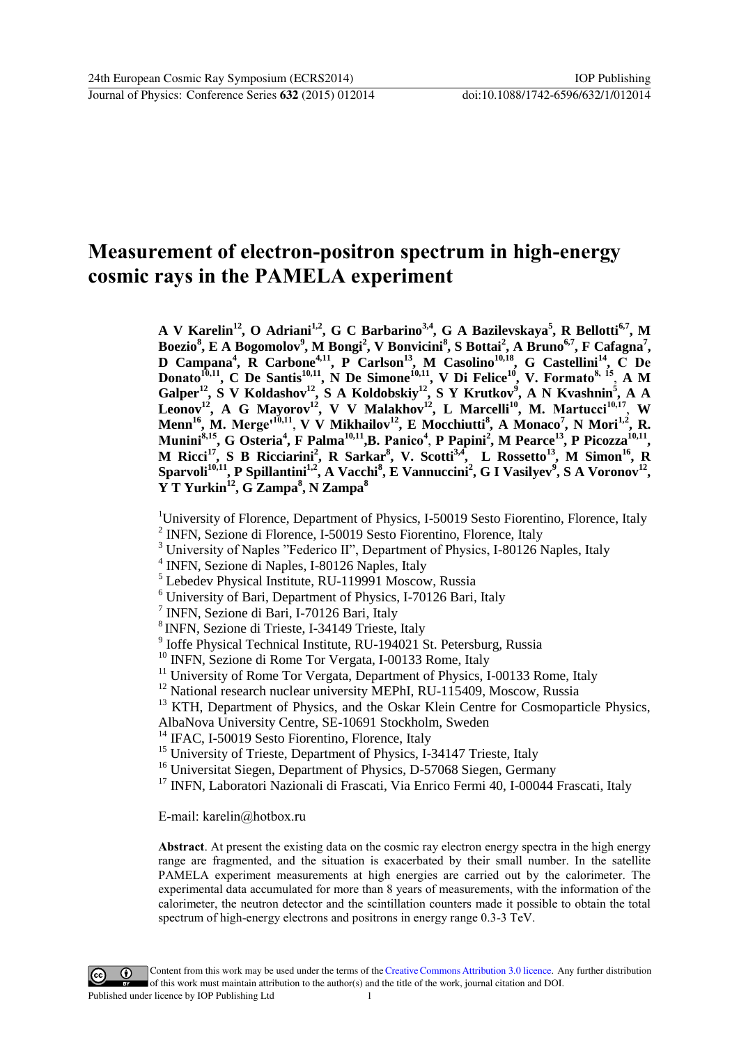# Measurement of electron-positron spectrum in high-energy cosmic rays in the PAMELA experiment

**A V Karelin[12], O Adriani[1,2], G C Barbarino[3,4], G A Bazilevskaya[5], R Bellotti[6,7], M Boezio[8], E A Bogomolov[9], M Bongi[2], V Bonvicini[8], S Bottai[2], A Bruno[6,7], F Cafagna[7], D Campana[4], R Carbone[4,11], P Carlson[13], M Casolino[10,18], G Castellini[14], C De Donato[10,11], C De Santis[10,11], N De Simone[10,11], V Di Felice[10], V. Formato[8, 15], A M Galper[12], S V Koldashov[12], S A Koldobskiy[12], S Y Krutkov[9], A N Kvashnin[5], A A Leonov[12], A G Mayorov[12], V V Malakhov[12], L Marcelli[10], M. Martucci[10,17], W Menn[16], M. Merge'[10,11], V V Mikhailov[12], E Mocchiutti[8], A Monaco[7], N Mori[1,2], R. Munini[8,15], G Osteria[4], F Palma[10,11], B. Panico[4], P Papini[2], M Pearce[13], P Picozza[10,11], M Ricci[17], S B Ricciarini[2], R Sarkar[8], V. Scotti[3,4], L Rossetto[13], M Simon[16], R Sparvoli[10,11], P Spillantini[1,2], A Vacchi[8], E Vannuccini[2], G I Vasilyev[9], S A Voronov[12], Y T Yurkin[12], G Zampa[8], N Zampa[8]**

[1]University of Florence, Department of Physics, I-50019 Sesto Fiorentino, Florence, Italy
[2] INFN, Sezione di Florence, I-50019 Sesto Fiorentino, Florence, Italy
[3] University of Naples "Federico II", Department of Physics, I-80126 Naples, Italy
[4] INFN, Sezione di Naples, I-80126 Naples, Italy
[5] Lebedev Physical Institute, RU-119991 Moscow, Russia
[6] University of Bari, Department of Physics, I-70126 Bari, Italy
[7] INFN, Sezione di Bari, I-70126 Bari, Italy
[8] INFN, Sezione di Trieste, I-34149 Trieste, Italy
[9] Ioffe Physical Technical Institute, RU-194021 St. Petersburg, Russia
[10] INFN, Sezione di Rome Tor Vergata, I-00133 Rome, Italy
[11] University of Rome Tor Vergata, Department of Physics, I-00133 Rome, Italy
[12] National research nuclear university MEPhI, RU-115409, Moscow, Russia
[13] KTH, Department of Physics, and the Oskar Klein Centre for Cosmoparticle Physics, AlbaNova University Centre, SE-10691 Stockholm, Sweden
[14] IFAC, I-50019 Sesto Fiorentino, Florence, Italy
[15] University of Trieste, Department of Physics, I-34147 Trieste, Italy
[16] Universitat Siegen, Department of Physics, D-57068 Siegen, Germany
[17] INFN, Laboratori Nazionali di Frascati, Via Enrico Fermi 40, I-00044 Frascati, Italy

E-mail: karelin@hotbox.ru

**Abstract**. At present the existing data on the cosmic ray electron energy spectra in the high energy range are fragmented, and the situation is exacerbated by their small number. In the satellite PAMELA experiment measurements at high energies are carried out by the calorimeter. The experimental data accumulated for more than 8 years of measurements, with the information of the calorimeter, the neutron detector and the scintillation counters made it possible to obtain the total spectrum of high-energy electrons and positrons in energy range 0.3-3 TeV.

Content from this work may be used under the terms of the Creative Commons Attribution 3.0 licence. Any further distribution of this work must maintain attribution to the author(s) and the title of the work, journal citation and DOI.
Published under licence by IOP Publishing Ltd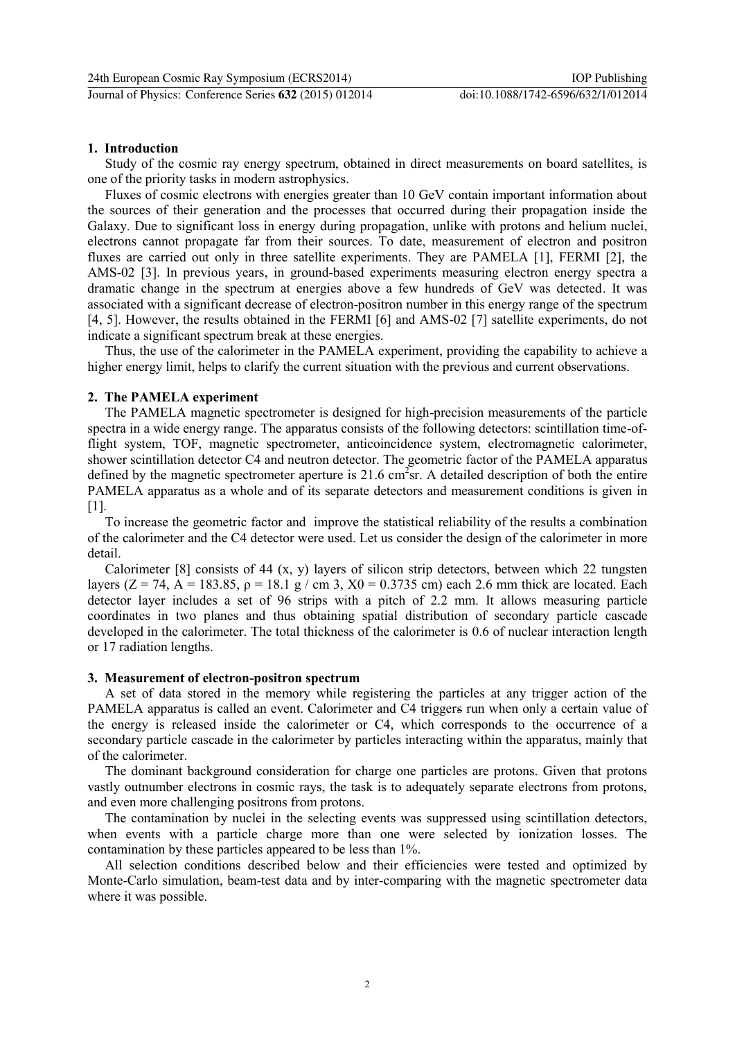## 1. Introduction

Study of the cosmic ray energy spectrum, obtained in direct measurements on board satellites, is one of the priority tasks in modern astrophysics.

Fluxes of cosmic electrons with energies greater than 10 GeV contain important information about the sources of their generation and the processes that occurred during their propagation inside the Galaxy. Due to significant loss in energy during propagation, unlike with protons and helium nuclei, electrons cannot propagate far from their sources. To date, measurement of electron and positron fluxes are carried out only in three satellite experiments. They are PAMELA [1], FERMI [2], the AMS-02 [3]. In previous years, in ground-based experiments measuring electron energy spectra a dramatic change in the spectrum at energies above a few hundreds of GeV was detected. It was associated with a significant decrease of electron-positron number in this energy range of the spectrum [4, 5]. However, the results obtained in the FERMI [6] and AMS-02 [7] satellite experiments, do not indicate a significant spectrum break at these energies.

Thus, the use of the calorimeter in the PAMELA experiment, providing the capability to achieve a higher energy limit, helps to clarify the current situation with the previous and current observations.

## 2. The PAMELA experiment

The PAMELA magnetic spectrometer is designed for high-precision measurements of the particle spectra in a wide energy range. The apparatus consists of the following detectors: scintillation time-of-flight system, TOF, magnetic spectrometer, anticoincidence system, electromagnetic calorimeter, shower scintillation detector C4 and neutron detector. The geometric factor of the PAMELA apparatus defined by the magnetic spectrometer aperture is 21.6 $cm^2sr$. A detailed description of both the entire PAMELA apparatus as a whole and of its separate detectors and measurement conditions is given in [1].

To increase the geometric factor and improve the statistical reliability of the results a combination of the calorimeter and the C4 detector were used. Let us consider the design of the calorimeter in more detail.

Calorimeter [8] consists of 44 (x, y) layers of silicon strip detectors, between which 22 tungsten layers ($Z = 74$, $A = 183.85$, $\rho = 18.1$ g / cm 3, $X0 = 0.3735$ cm) each 2.6 mm thick are located. Each detector layer includes a set of 96 strips with a pitch of 2.2 mm. It allows measuring particle coordinates in two planes and thus obtaining spatial distribution of secondary particle cascade developed in the calorimeter. The total thickness of the calorimeter is 0.6 of nuclear interaction length or 17 radiation lengths.

## 3. Measurement of electron-positron spectrum

A set of data stored in the memory while registering the particles at any trigger action of the PAMELA apparatus is called an event. Calorimeter and C4 triggers run when only a certain value of the energy is released inside the calorimeter or C4, which corresponds to the occurrence of a secondary particle cascade in the calorimeter by particles interacting within the apparatus, mainly that of the calorimeter.

The dominant background consideration for charge one particles are protons. Given that protons vastly outnumber electrons in cosmic rays, the task is to adequately separate electrons from protons, and even more challenging positrons from protons.

The contamination by nuclei in the selecting events was suppressed using scintillation detectors, when events with a particle charge more than one were selected by ionization losses. The contamination by these particles appeared to be less than 1%.

All selection conditions described below and their efficiencies were tested and optimized by Monte-Carlo simulation, beam-test data and by inter-comparing with the magnetic spectrometer data where it was possible.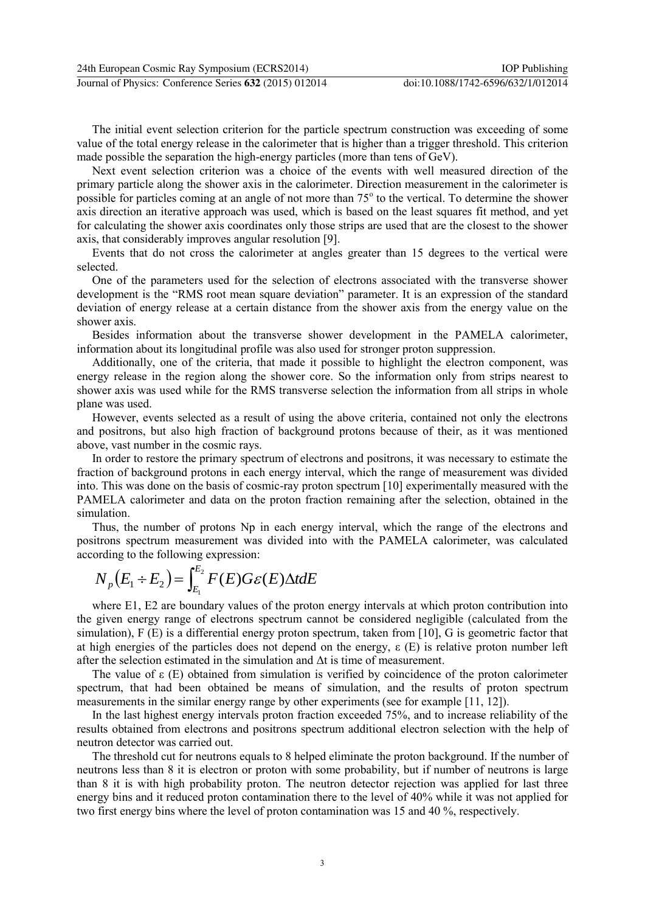The initial event selection criterion for the particle spectrum construction was exceeding of some value of the total energy release in the calorimeter that is higher than a trigger threshold. This criterion made possible the separation the high-energy particles (more than tens of GeV).

Next event selection criterion was a choice of the events with well measured direction of the primary particle along the shower axis in the calorimeter. Direction measurement in the calorimeter is possible for particles coming at an angle of not more than 75° to the vertical. To determine the shower axis direction an iterative approach was used, which is based on the least squares fit method, and yet for calculating the shower axis coordinates only those strips are used that are the closest to the shower axis, that considerably improves angular resolution [9].

Events that do not cross the calorimeter at angles greater than 15 degrees to the vertical were selected.

One of the parameters used for the selection of electrons associated with the transverse shower development is the "RMS root mean square deviation" parameter. It is an expression of the standard deviation of energy release at a certain distance from the shower axis from the energy value on the shower axis.

Besides information about the transverse shower development in the PAMELA calorimeter, information about its longitudinal profile was also used for stronger proton suppression.

Additionally, one of the criteria, that made it possible to highlight the electron component, was energy release in the region along the shower core. So the information only from strips nearest to shower axis was used while for the RMS transverse selection the information from all strips in whole plane was used.

However, events selected as a result of using the above criteria, contained not only the electrons and positrons, but also high fraction of background protons because of their, as it was mentioned above, vast number in the cosmic rays.

In order to restore the primary spectrum of electrons and positrons, it was necessary to estimate the fraction of background protons in each energy interval, which the range of measurement was divided into. This was done on the basis of cosmic-ray proton spectrum [10] experimentally measured with the PAMELA calorimeter and data on the proton fraction remaining after the selection, obtained in the simulation.

Thus, the number of protons Np in each energy interval, which the range of the electrons and positrons spectrum measurement was divided into with the PAMELA calorimeter, was calculated according to the following expression:

$$N_p(E_1 \div E_2) = \int_{E_1}^{E_2} F(E) G \varepsilon(E) \Delta t dE$$

where E1, E2 are boundary values of the proton energy intervals at which proton contribution into the given energy range of electrons spectrum cannot be considered negligible (calculated from the simulation), F (E) is a differential energy proton spectrum, taken from [10], G is geometric factor that at high energies of the particles does not depend on the energy, $\varepsilon$ (E) is relative proton number left after the selection estimated in the simulation and $\Delta$t is time of measurement.

The value of $\varepsilon$ (E) obtained from simulation is verified by coincidence of the proton calorimeter spectrum, that had been obtained be means of simulation, and the results of proton spectrum measurements in the similar energy range by other experiments (see for example [11, 12]).

In the last highest energy intervals proton fraction exceeded 75%, and to increase reliability of the results obtained from electrons and positrons spectrum additional electron selection with the help of neutron detector was carried out.

The threshold cut for neutrons equals to 8 helped eliminate the proton background. If the number of neutrons less than 8 it is electron or proton with some probability, but if number of neutrons is large than 8 it is with high probability proton. The neutron detector rejection was applied for last three energy bins and it reduced proton contamination there to the level of 40% while it was not applied for two first energy bins where the level of proton contamination was 15 and 40 %, respectively.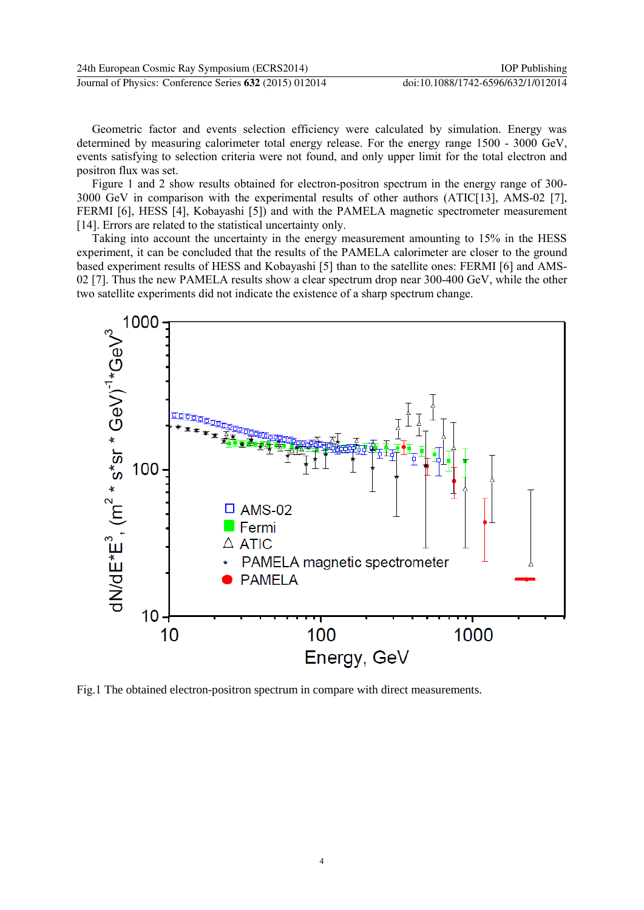Geometric factor and events selection efficiency were calculated by simulation. Energy was determined by measuring calorimeter total energy release. For the energy range 1500 - 3000 GeV, events satisfying to selection criteria were not found, and only upper limit for the total electron and positron flux was set.

Figure 1 and 2 show results obtained for electron-positron spectrum in the energy range of 300-3000 GeV in comparison with the experimental results of other authors (ATIC[13], AMS-02 [7], FERMI [6], HESS [4], Kobayashi [5]) and with the PAMELA magnetic spectrometer measurement [14]. Errors are related to the statistical uncertainty only.

Taking into account the uncertainty in the energy measurement amounting to 15% in the HESS experiment, it can be concluded that the results of the PAMELA calorimeter are closer to the ground based experiment results of HESS and Kobayashi [5] than to the satellite ones: FERMI [6] and AMS-02 [7]. Thus the new PAMELA results show a clear spectrum drop near 300-400 GeV, while the other two satellite experiments did not indicate the existence of a sharp spectrum change.

Fig.1 The obtained electron-positron spectrum in compare with direct measurements.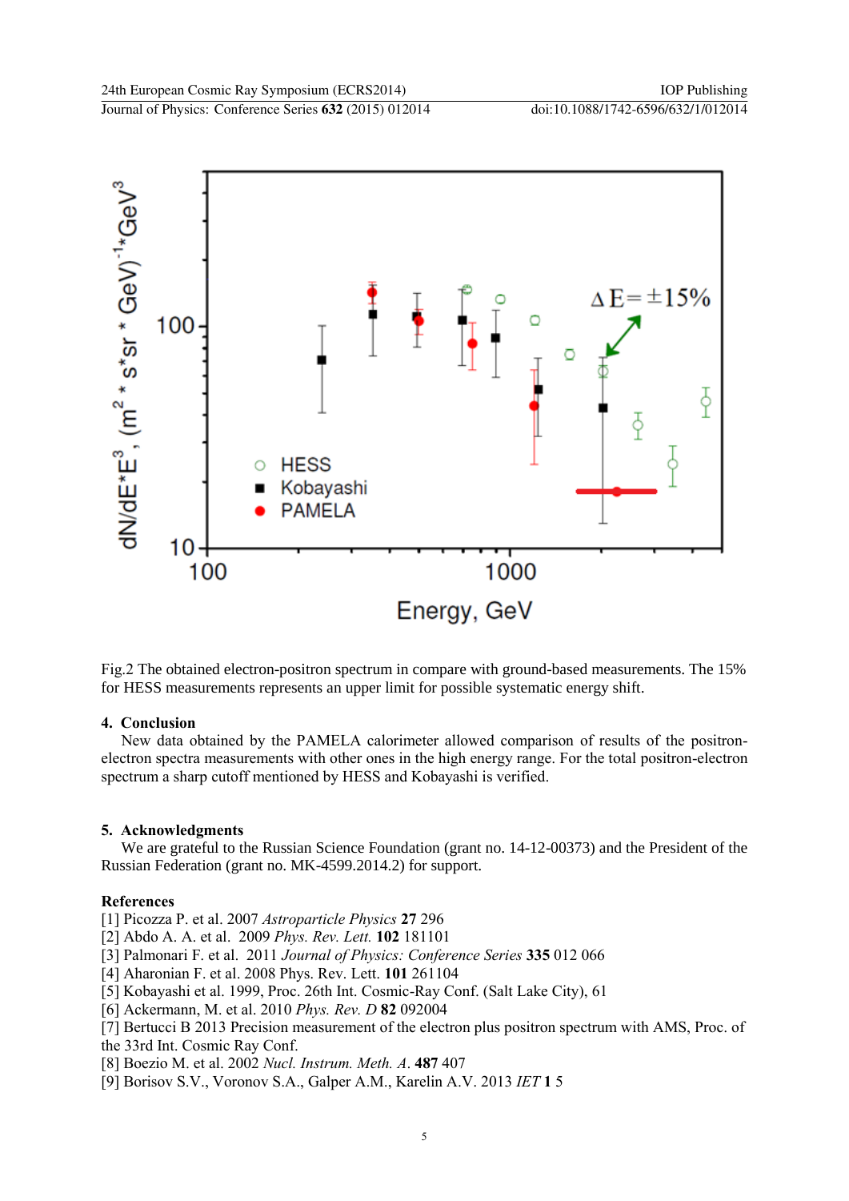Fig.2 The obtained electron-positron spectrum in compare with ground-based measurements. The 15% for HESS measurements represents an upper limit for possible systematic energy shift.

## 4. Conclusion

New data obtained by the PAMELA calorimeter allowed comparison of results of the positron-electron spectra measurements with other ones in the high energy range. For the total positron-electron spectrum a sharp cutoff mentioned by HESS and Kobayashi is verified.

## 5. Acknowledgments

We are grateful to the Russian Science Foundation (grant no. 14-12-00373) and the President of the Russian Federation (grant no. MK-4599.2014.2) for support.

## References

[1] Picozza P. et al. 2007 *Astroparticle Physics* **27** 296
[2] Abdo A. A. et al. 2009 *Phys. Rev. Lett.* **102** 181101
[3] Palmonari F. et al. 2011 *Journal of Physics: Conference Series* **335** 012 066
[4] Aharonian F. et al. 2008 Phys. Rev. Lett. **101** 261104
[5] Kobayashi et al. 1999, Proc. 26th Int. Cosmic-Ray Conf. (Salt Lake City), 61
[6] Ackermann, M. et al. 2010 *Phys. Rev. D* **82** 092004
[7] Bertucci B 2013 Precision measurement of the electron plus positron spectrum with AMS, Proc. of the 33rd Int. Cosmic Ray Conf.
[8] Boezio M. et al. 2002 *Nucl. Instrum. Meth. A*. **487** 407
[9] Borisov S.V., Voronov S.A., Galper A.M., Karelin A.V. 2013 *IET* **1** 5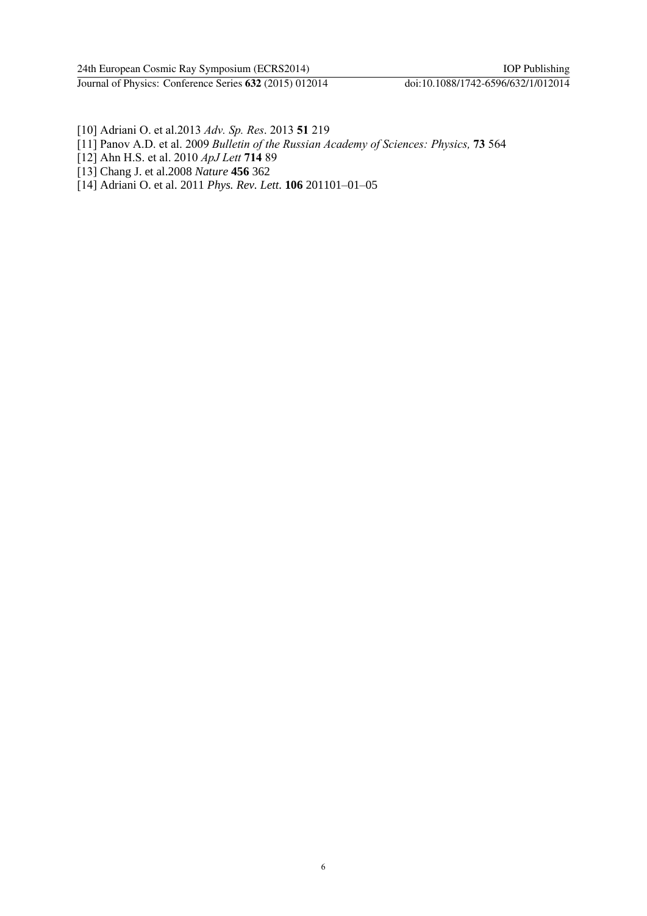[10] Adriani O. et al.2013 *Adv. Sp. Res*. 2013 **51** 219

[11] Panov A.D. et al. 2009 *Bulletin of the Russian Academy of Sciences: Physics,* **73** 564

[12] Ahn H.S. et al. 2010 *ApJ Lett* **714** 89

[13] Chang J. et al.2008 *Nature* **456** 362

[14] Adriani O. et al. 2011 *Phys. Rev. Lett.* **106** 201101–01–05